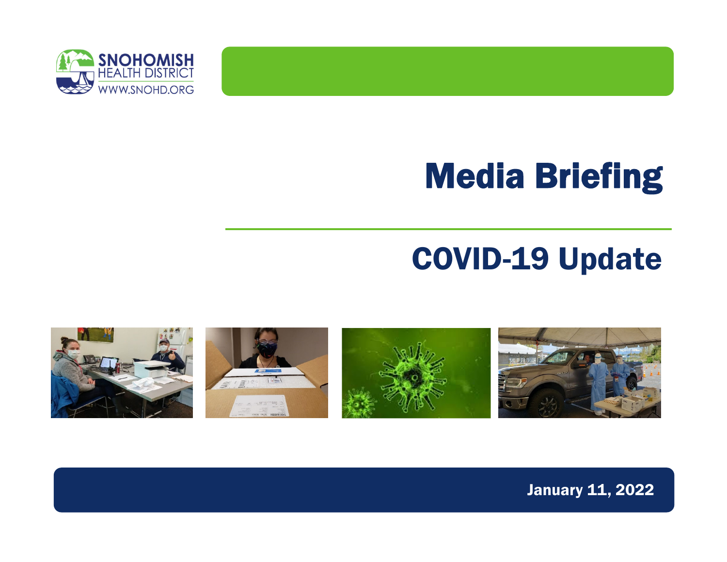SNOHOMISH HEALTH DISTRICT
WWW.SNOHD.ORG

# Media Briefing

## COVID-19 Update

January 11, 2022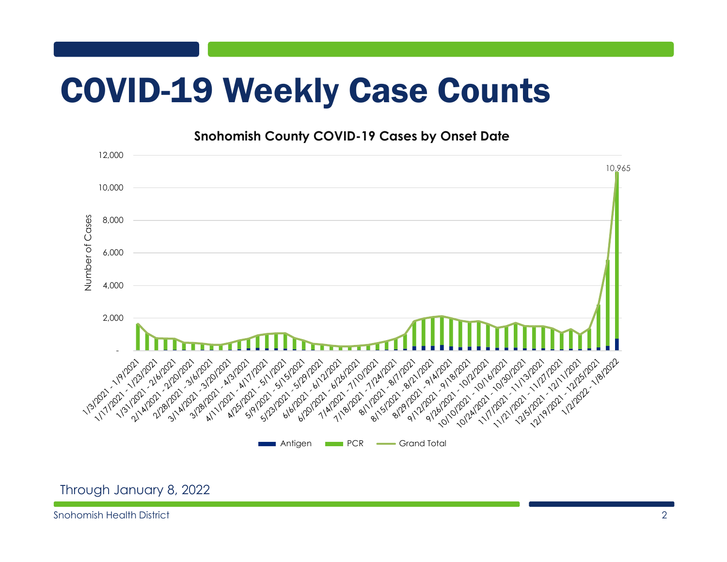# COVID-19 Weekly Case Counts

**Snohomish County COVID-19 Cases by Onset Date**

Through January 8, 2022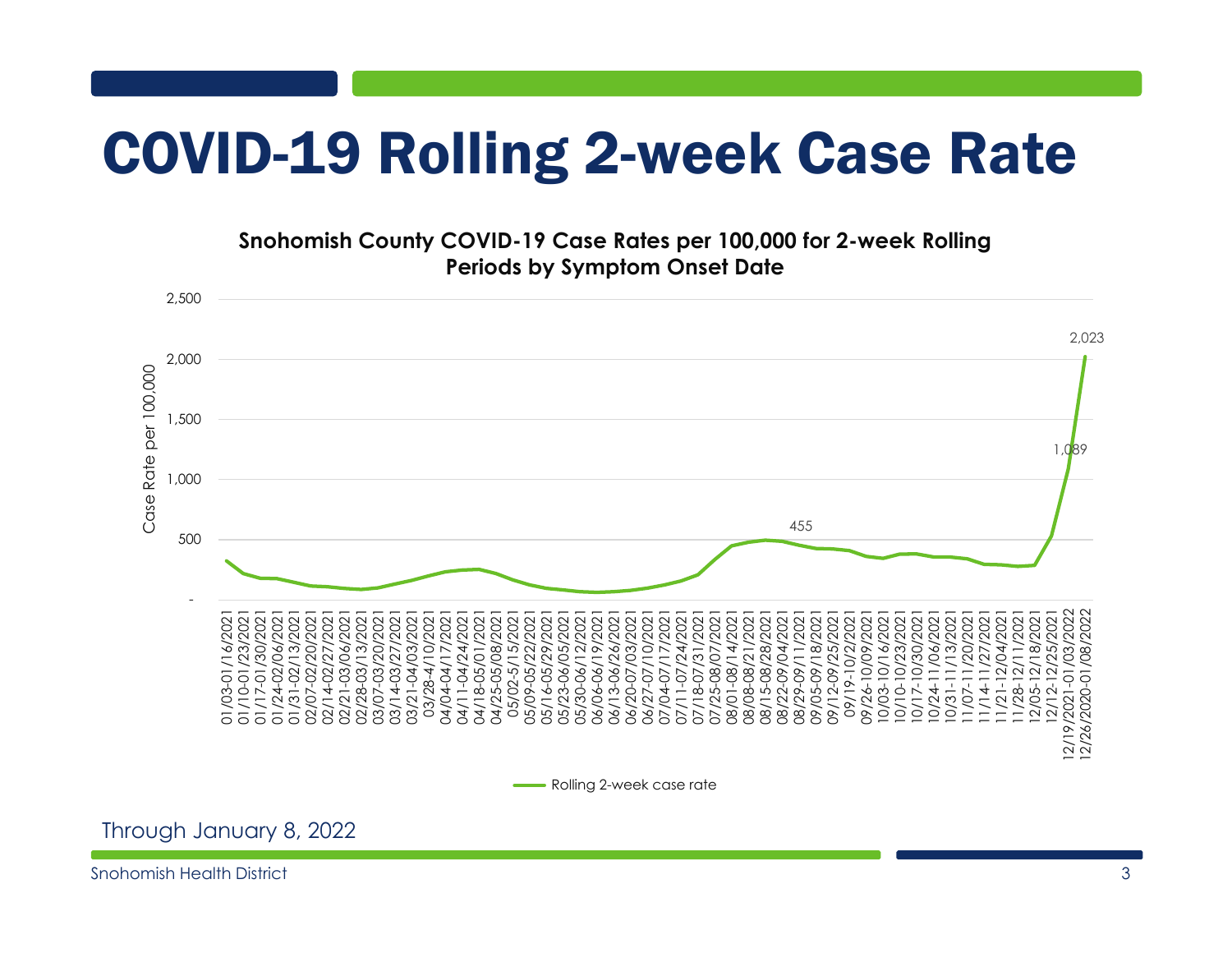# COVID-19 Rolling 2-week Case Rate

**Snohomish County COVID-19 Case Rates per 100,000 for 2-week Rolling Periods by Symptom Onset Date**

Case Rate per 100,000

2,500
2,000
1,500
1,000
500
-

455

1,089

2,023

01/03-01/16/2021, 01/10-01/23/2021, 01/17-01/30/2021, 01/24-02/06/2021, 01/31-02/13/2021, 02/07-02/20/2021, 02/14-02/27/2021, 02/21-03/06/2021, 02/28-03/13/2021, 03/07-03/20/2021, 03/14-03/27/2021, 03/21-04/03/2021, 03/28-4/10/2021, 04/04-04/17/2021, 04/11-04/24/2021, 04/18-05/01/2021, 04/25-05/08/2021, 05/02-5/15/2021, 05/09-05/22/2021, 05/16-05/29/2021, 05/23-06/05/2021, 05/30-06/12/2021, 06/06-06/19/2021, 06/13-06/26/2021, 06/20-07/03/2021, 06/27-07/10/2021, 07/04-07/17/2021, 07/11-07/24/2021, 07/18-07/31/2021, 07/25-08/07/2021, 08/01-08/14/2021, 08/08-08/21/2021, 08/15-08/28/2021, 08/22-09/04/2021, 08/29-09/11/2021, 09/05-09/18/2021, 09/12-09/25/2021, 09/19-10/2/2021, 09/26-10/09/2021, 10/03-10/16/2021, 10/10-10/23/2021, 10/17-10/30/2021, 10/24-11/06/2021, 10/31-11/13/2021, 11/07-11/20/2021, 11/14-11/27/2021, 11/21-12/04/2021, 11/28-12/11/2021, 12/05-12/18/2021, 12/12-12/25/2021, 12/19/2021-01/03/2022, 12/26/2020-01/08/2022

Rolling 2-week case rate

Through January 8, 2022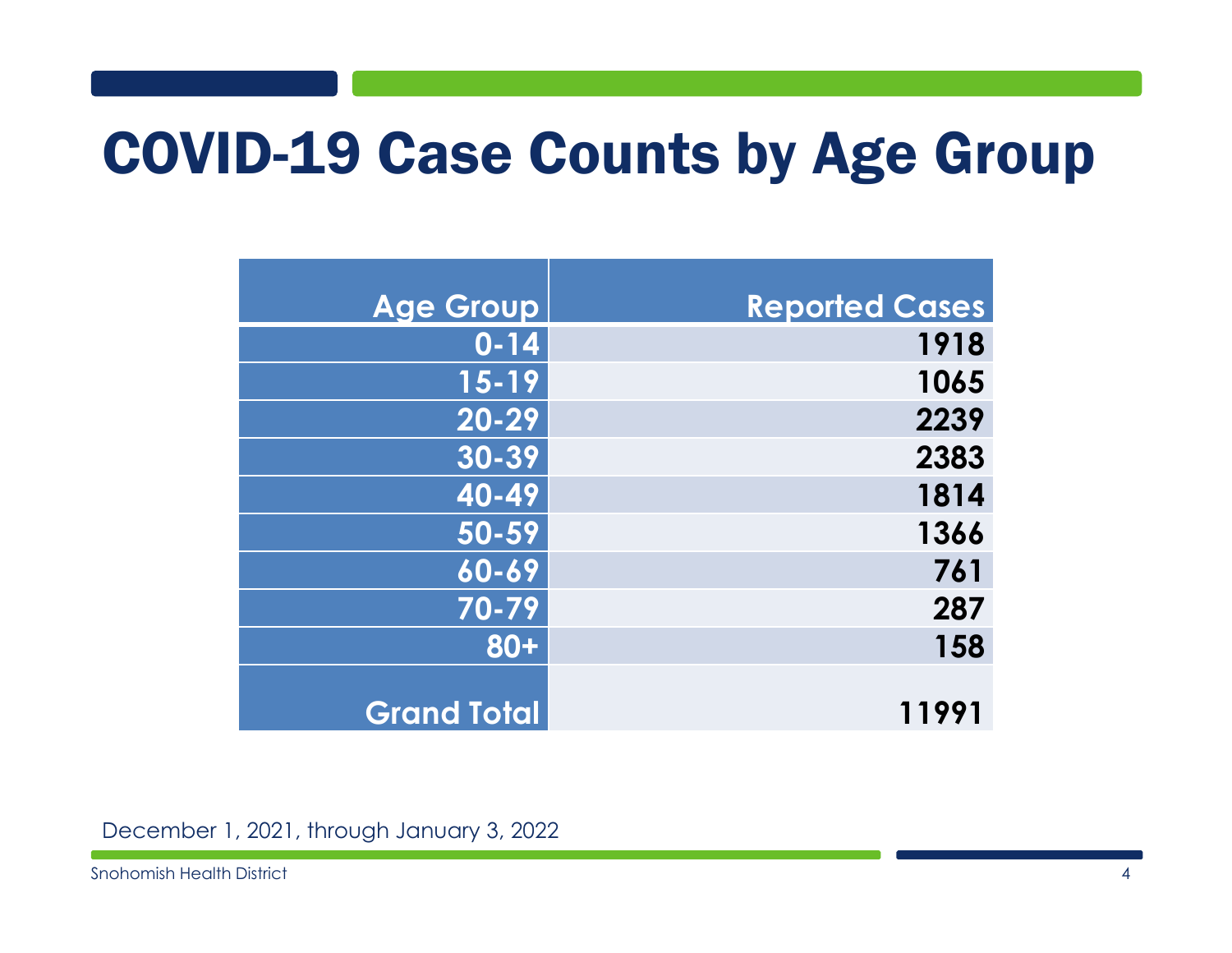# COVID-19 Case Counts by Age Group

| Age Group | Reported Cases |
|---|---|
| 0-14 | 1918 |
| 15-19 | 1065 |
| 20-29 | 2239 |
| 30-39 | 2383 |
| 40-49 | 1814 |
| 50-59 | 1366 |
| 60-69 | 761 |
| 70-79 | 287 |
| 80+ | 158 |
| Grand Total | 11991 |

December 1, 2021, through January 3, 2022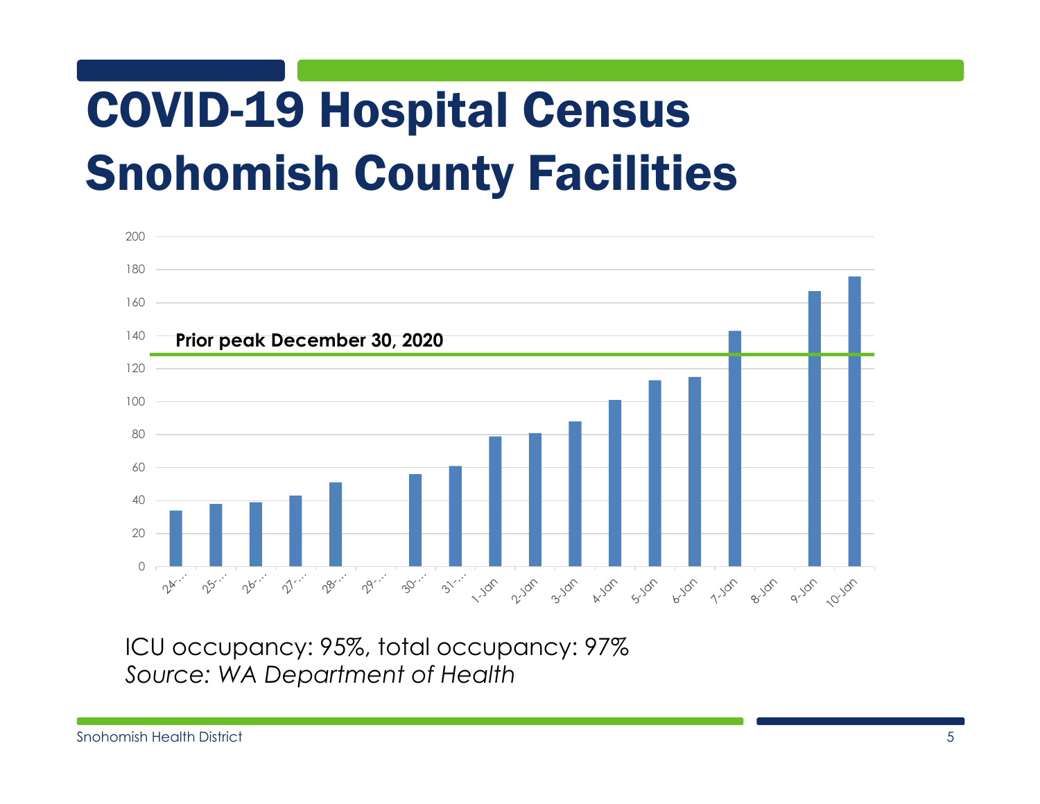# COVID-19 Hospital Census Snohomish County Facilities

ICU occupancy: 95%, total occupancy: 97%

*Source: WA Department of Health*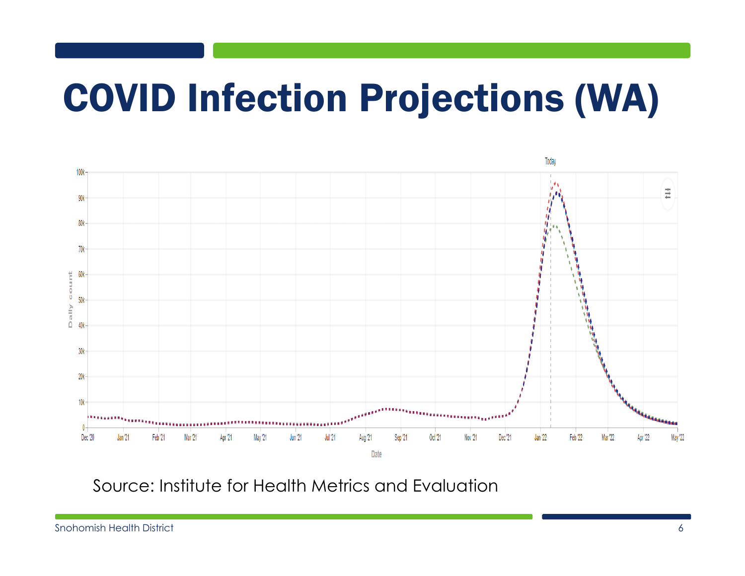# COVID Infection Projections (WA)

Source: Institute for Health Metrics and Evaluation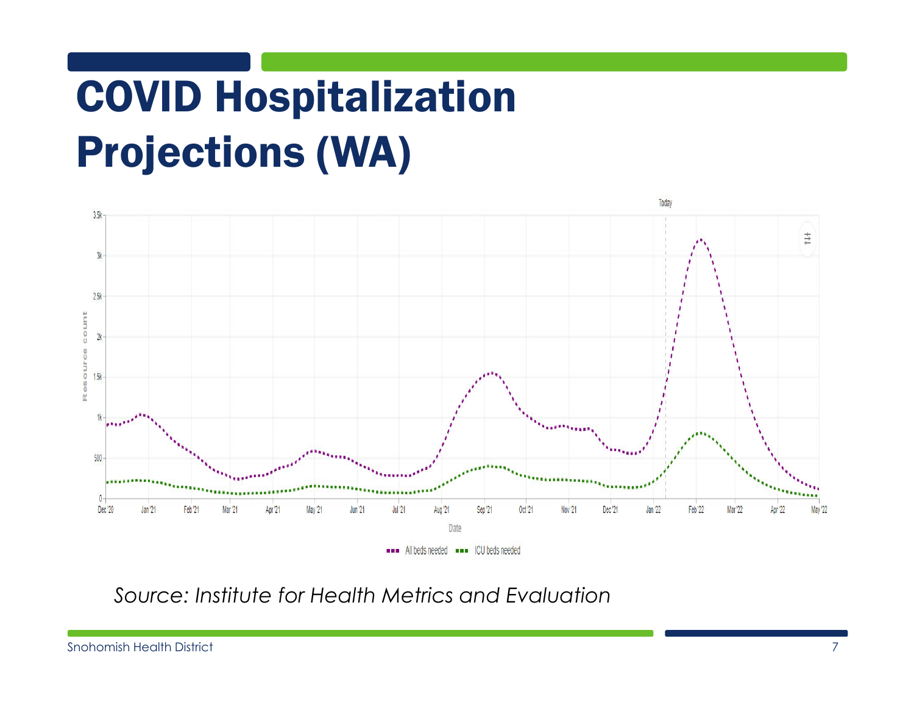# COVID Hospitalization Projections (WA)

*Source: Institute for Health Metrics and Evaluation*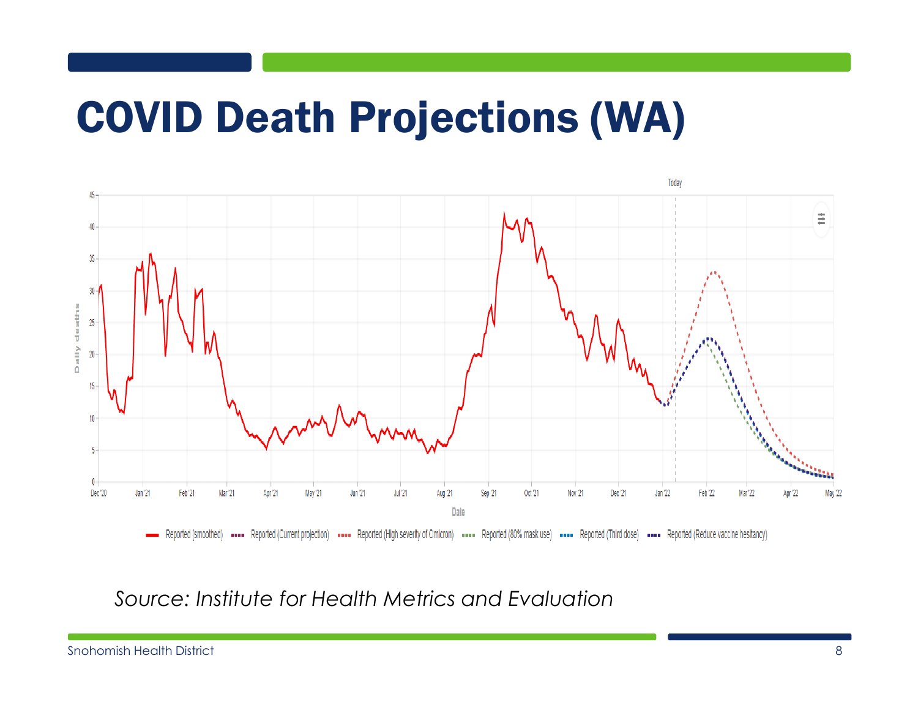# COVID Death Projections (WA)

Today

45
40
35
30
25
20
15
10
5
0

Daily deaths

Dec '20 Jan '21 Feb '21 Mar '21 Apr '21 May '21 Jun '21 Jul '21 Aug '21 Sep '21 Oct '21 Nov '21 Dec '21 Jan '22 Feb '22 Mar '22 Apr '22 May '22

Date

Reported (smoothed) Reported (Current projection) Reported (High severity of Omicron) Reported (80% mask use) Reported (Third dose) Reported (Reduce vaccine hesitancy)

*Source: Institute for Health Metrics and Evaluation*

Snohomish Health District